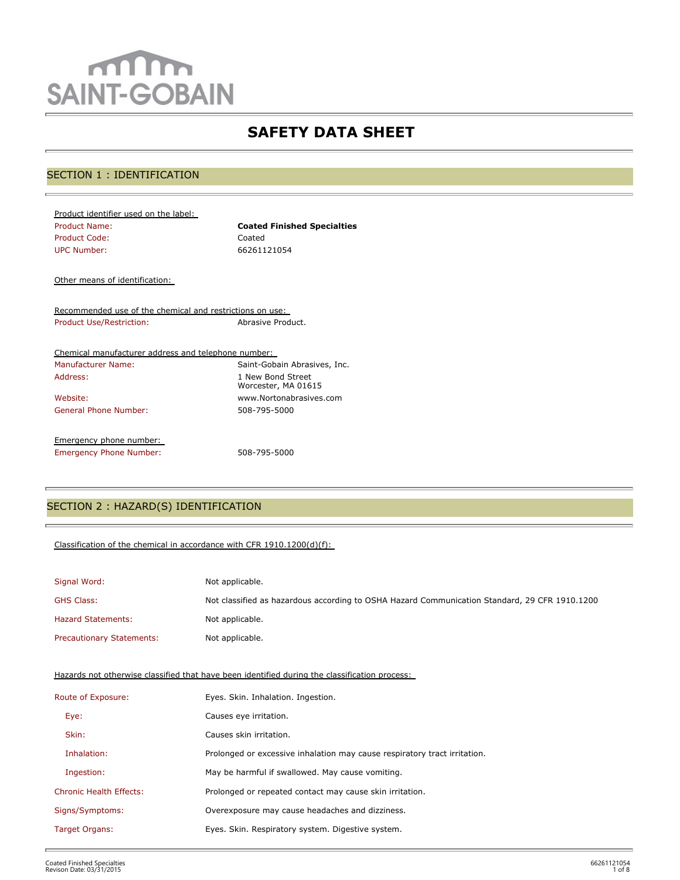SAINT-GOBAIN

# SAFETY DATA SHEET

## SECTION 1 : IDENTIFICATION

Product identifier used on the label:

| | |
|---|---|
| Product Name: | **Coated Finished Specialties** |
| Product Code: | Coated |
| UPC Number: | 66261121054 |

Other means of identification:

Recommended use of the chemical and restrictions on use:

| | |
|---|---|
| Product Use/Restriction: | Abrasive Product. |

Chemical manufacturer address and telephone number:

| | |
|---|---|
| Manufacturer Name: | Saint-Gobain Abrasives, Inc. |
| Address: | 1 New Bond Street<br>Worcester, MA 01615 |
| Website: | www.Nortonabrasives.com |
| General Phone Number: | 508-795-5000 |

Emergency phone number:

| | |
|---|---|
| Emergency Phone Number: | 508-795-5000 |

## SECTION 2 : HAZARD(S) IDENTIFICATION

Classification of the chemical in accordance with CFR 1910.1200(d)(f):

| | |
|---|---|
| Signal Word: | Not applicable. |
| GHS Class: | Not classified as hazardous according to OSHA Hazard Communication Standard, 29 CFR 1910.1200 |
| Hazard Statements: | Not applicable. |
| Precautionary Statements: | Not applicable. |

Hazards not otherwise classified that have been identified during the classification process:

| | |
|---|---|
| Route of Exposure: | Eyes. Skin. Inhalation. Ingestion. |
| Eye: | Causes eye irritation. |
| Skin: | Causes skin irritation. |
| Inhalation: | Prolonged or excessive inhalation may cause respiratory tract irritation. |
| Ingestion: | May be harmful if swallowed. May cause vomiting. |
| Chronic Health Effects: | Prolonged or repeated contact may cause skin irritation. |
| Signs/Symptoms: | Overexposure may cause headaches and dizziness. |
| Target Organs: | Eyes. Skin. Respiratory system. Digestive system. |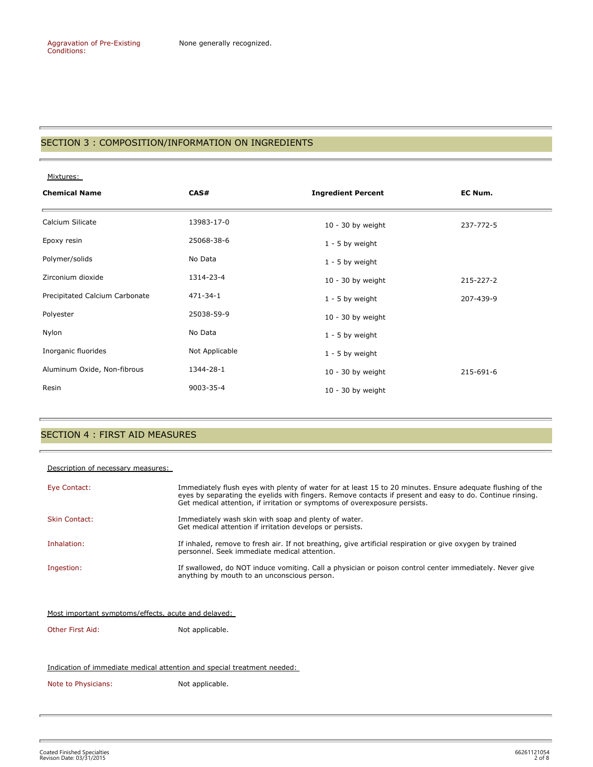Aggravation of Pre-Existing Conditions: None generally recognized.

## SECTION 3 : COMPOSITION/INFORMATION ON INGREDIENTS

Mixtures:

| Chemical Name | CAS# | Ingredient Percent | EC Num. |
|---|---|---|---|
| Calcium Silicate | 13983-17-0 | 10 - 30 by weight | 237-772-5 |
| Epoxy resin | 25068-38-6 | 1 - 5 by weight | |
| Polymer/solids | No Data | 1 - 5 by weight | |
| Zirconium dioxide | 1314-23-4 | 10 - 30 by weight | 215-227-2 |
| Precipitated Calcium Carbonate | 471-34-1 | 1 - 5 by weight | 207-439-9 |
| Polyester | 25038-59-9 | 10 - 30 by weight | |
| Nylon | No Data | 1 - 5 by weight | |
| Inorganic fluorides | Not Applicable | 1 - 5 by weight | |
| Aluminum Oxide, Non-fibrous | 1344-28-1 | 10 - 30 by weight | 215-691-6 |
| Resin | 9003-35-4 | 10 - 30 by weight | |

## SECTION 4 : FIRST AID MEASURES

Description of necessary measures:

**Eye Contact:** Immediately flush eyes with plenty of water for at least 15 to 20 minutes. Ensure adequate flushing of the eyes by separating the eyelids with fingers. Remove contacts if present and easy to do. Continue rinsing. Get medical attention, if irritation or symptoms of overexposure persists.

**Skin Contact:** Immediately wash skin with soap and plenty of water. Get medical attention if irritation develops or persists.

**Inhalation:** If inhaled, remove to fresh air. If not breathing, give artificial respiration or give oxygen by trained personnel. Seek immediate medical attention.

**Ingestion:** If swallowed, do NOT induce vomiting. Call a physician or poison control center immediately. Never give anything by mouth to an unconscious person.

Most important symptoms/effects, acute and delayed:

**Other First Aid:** Not applicable.

Indication of immediate medical attention and special treatment needed:

**Note to Physicians:** Not applicable.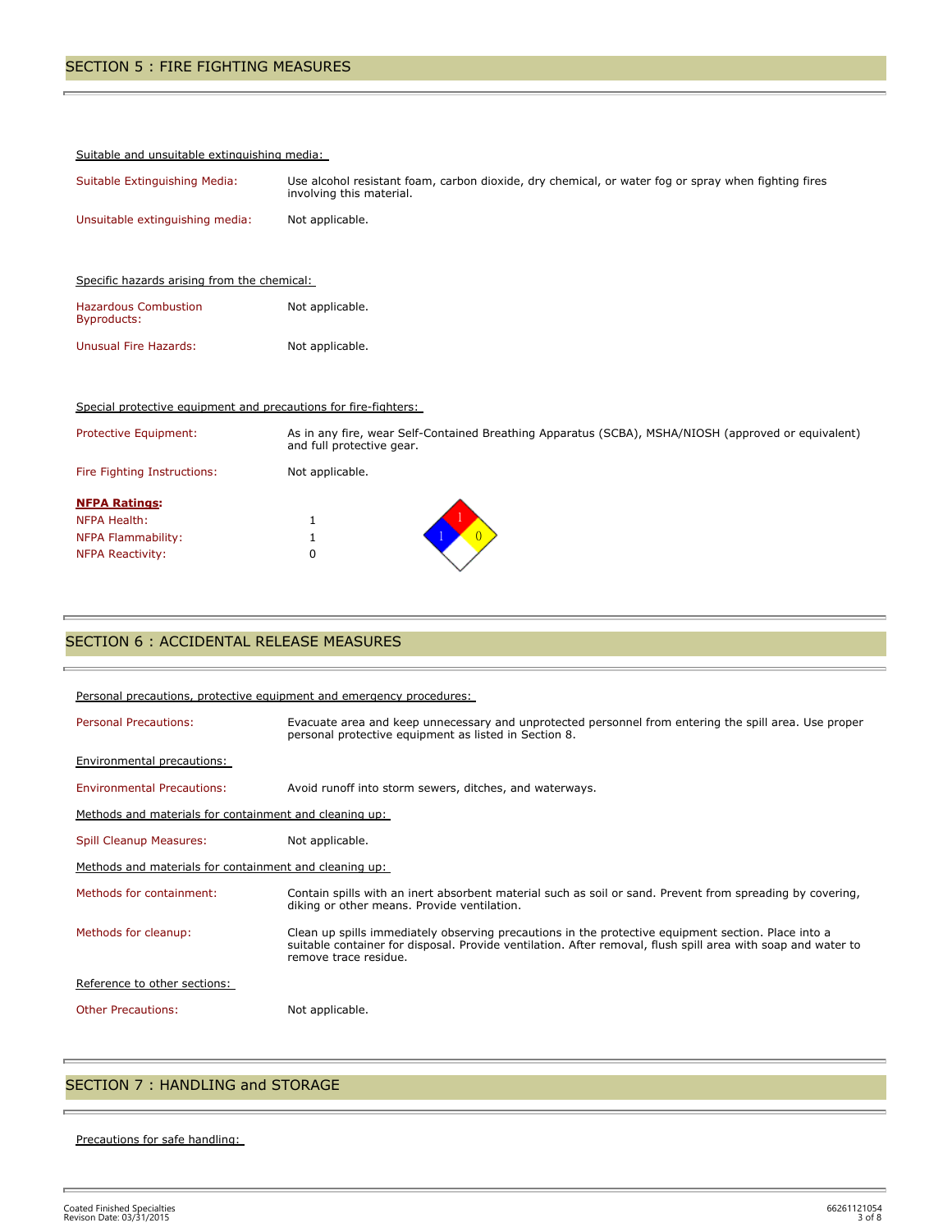## SECTION 5 : FIRE FIGHTING MEASURES

Suitable and unsuitable extinguishing media:

| | |
|---|---|
| Suitable Extinguishing Media: | Use alcohol resistant foam, carbon dioxide, dry chemical, or water fog or spray when fighting fires involving this material. |
| Unsuitable extinguishing media: | Not applicable. |

Specific hazards arising from the chemical:

| | |
|---|---|
| Hazardous Combustion Byproducts: | Not applicable. |
| Unusual Fire Hazards: | Not applicable. |

Special protective equipment and precautions for fire-fighters:

| | |
|---|---|
| Protective Equipment: | As in any fire, wear Self-Contained Breathing Apparatus (SCBA), MSHA/NIOSH (approved or equivalent) and full protective gear. |
| Fire Fighting Instructions: | Not applicable. |

**NFPA Ratings:**

| | |
|---|---|
| NFPA Health: | 1 |
| NFPA Flammability: | 1 |
| NFPA Reactivity: | 0 |

## SECTION 6 : ACCIDENTAL RELEASE MEASURES

Personal precautions, protective equipment and emergency procedures:

| | |
|---|---|
| Personal Precautions: | Evacuate area and keep unnecessary and unprotected personnel from entering the spill area. Use proper personal protective equipment as listed in Section 8. |

Environmental precautions:

| | |
|---|---|
| Environmental Precautions: | Avoid runoff into storm sewers, ditches, and waterways. |

Methods and materials for containment and cleaning up:

| | |
|---|---|
| Spill Cleanup Measures: | Not applicable. |

Methods and materials for containment and cleaning up:

| | |
|---|---|
| Methods for containment: | Contain spills with an inert absorbent material such as soil or sand. Prevent from spreading by covering, diking or other means. Provide ventilation. |
| Methods for cleanup: | Clean up spills immediately observing precautions in the protective equipment section. Place into a suitable container for disposal. Provide ventilation. After removal, flush spill area with soap and water to remove trace residue. |

Reference to other sections:

| | |
|---|---|
| Other Precautions: | Not applicable. |

## SECTION 7 : HANDLING and STORAGE

Precautions for safe handling: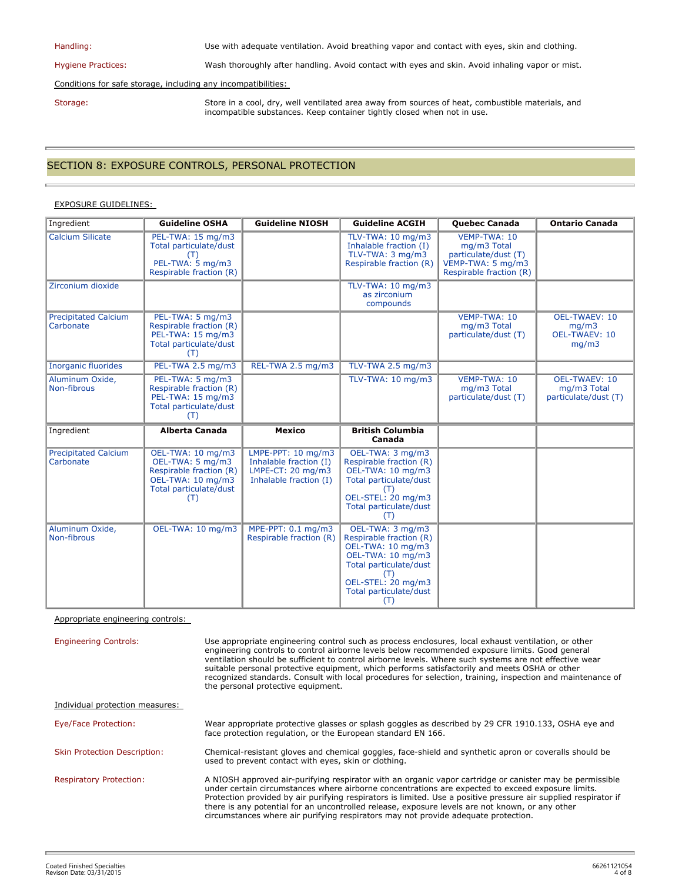Handling: Use with adequate ventilation. Avoid breathing vapor and contact with eyes, skin and clothing.

Hygiene Practices: Wash thoroughly after handling. Avoid contact with eyes and skin. Avoid inhaling vapor or mist.

Conditions for safe storage, including any incompatibilities:

Storage: Store in a cool, dry, well ventilated area away from sources of heat, combustible materials, and incompatible substances. Keep container tightly closed when not in use.

## SECTION 8: EXPOSURE CONTROLS, PERSONAL PROTECTION

EXPOSURE GUIDELINES:

| Ingredient | Guideline OSHA | Guideline NIOSH | Guideline ACGIH | Quebec Canada | Ontario Canada |
|---|---|---|---|---|---|
| Calcium Silicate | PEL-TWA: 15 mg/m3 Total particulate/dust (T) PEL-TWA: 5 mg/m3 Respirable fraction (R) | | TLV-TWA: 10 mg/m3 Inhalable fraction (I) TLV-TWA: 3 mg/m3 Respirable fraction (R) | VEMP-TWA: 10 mg/m3 Total particulate/dust (T) VEMP-TWA: 5 mg/m3 Respirable fraction (R) | |
| Zirconium dioxide | | | TLV-TWA: 10 mg/m3 as zirconium compounds | | |
| Precipitated Calcium Carbonate | PEL-TWA: 5 mg/m3 Respirable fraction (R) PEL-TWA: 15 mg/m3 Total particulate/dust (T) | | | VEMP-TWA: 10 mg/m3 Total particulate/dust (T) | OEL-TWAEV: 10 mg/m3 OEL-TWAEV: 10 mg/m3 |
| Inorganic fluorides | PEL-TWA 2.5 mg/m3 | REL-TWA 2.5 mg/m3 | TLV-TWA 2.5 mg/m3 | | |
| Aluminum Oxide, Non-fibrous | PEL-TWA: 5 mg/m3 Respirable fraction (R) PEL-TWA: 15 mg/m3 Total particulate/dust (T) | | TLV-TWA: 10 mg/m3 | VEMP-TWA: 10 mg/m3 Total particulate/dust (T) | OEL-TWAEV: 10 mg/m3 Total particulate/dust (T) |
| **Ingredient** | **Alberta Canada** | **Mexico** | **British Columbia Canada** | | |
| Precipitated Calcium Carbonate | OEL-TWA: 10 mg/m3 OEL-TWA: 5 mg/m3 Respirable fraction (R) OEL-TWA: 10 mg/m3 Total particulate/dust (T) | LMPE-PPT: 10 mg/m3 Inhalable fraction (I) LMPE-CT: 20 mg/m3 Inhalable fraction (I) | OEL-TWA: 3 mg/m3 Respirable fraction (R) OEL-TWA: 10 mg/m3 Total particulate/dust (T) OEL-STEL: 20 mg/m3 Total particulate/dust (T) | | |
| Aluminum Oxide, Non-fibrous | OEL-TWA: 10 mg/m3 | MPE-PPT: 0.1 mg/m3 Respirable fraction (R) | OEL-TWA: 3 mg/m3 Respirable fraction (R) OEL-TWA: 10 mg/m3 Total particulate/dust (T) OEL-STEL: 20 mg/m3 Total particulate/dust (T) | | |

Appropriate engineering controls:

Engineering Controls: Use appropriate engineering control such as process enclosures, local exhaust ventilation, or other engineering controls to control airborne levels below recommended exposure limits. Good general ventilation should be sufficient to control airborne levels. Where such systems are not effective wear suitable personal protective equipment, which performs satisfactorily and meets OSHA or other recognized standards. Consult with local procedures for selection, training, inspection and maintenance of the personal protective equipment.

Individual protection measures:

Eye/Face Protection: Wear appropriate protective glasses or splash goggles as described by 29 CFR 1910.133, OSHA eye and face protection regulation, or the European standard EN 166.

Skin Protection Description: Chemical-resistant gloves and chemical goggles, face-shield and synthetic apron or coveralls should be used to prevent contact with eyes, skin or clothing.

Respiratory Protection: A NIOSH approved air-purifying respirator with an organic vapor cartridge or canister may be permissible under certain circumstances where airborne concentrations are expected to exceed exposure limits. Protection provided by air purifying respirators is limited. Use a positive pressure air supplied respirator if there is any potential for an uncontrolled release, exposure levels are not known, or any other circumstances where air purifying respirators may not provide adequate protection.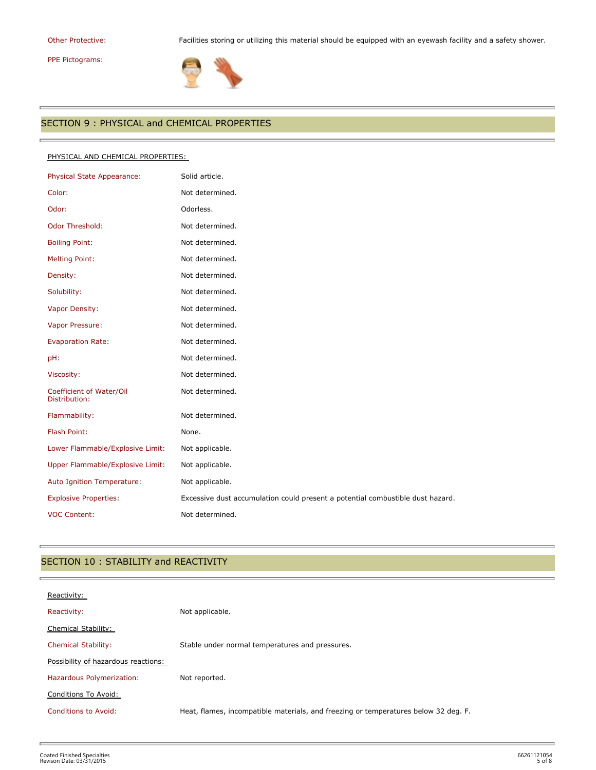| | |
|---|---|
| Other Protective: | Facilities storing or utilizing this material should be equipped with an eyewash facility and a safety shower. |
| PPE Pictograms: | |

## SECTION 9 : PHYSICAL and CHEMICAL PROPERTIES

PHYSICAL AND CHEMICAL PROPERTIES:

| | |
|---|---|
| Physical State Appearance: | Solid article. |
| Color: | Not determined. |
| Odor: | Odorless. |
| Odor Threshold: | Not determined. |
| Boiling Point: | Not determined. |
| Melting Point: | Not determined. |
| Density: | Not determined. |
| Solubility: | Not determined. |
| Vapor Density: | Not determined. |
| Vapor Pressure: | Not determined. |
| Evaporation Rate: | Not determined. |
| pH: | Not determined. |
| Viscosity: | Not determined. |
| Coefficient of Water/Oil Distribution: | Not determined. |
| Flammability: | Not determined. |
| Flash Point: | None. |
| Lower Flammable/Explosive Limit: | Not applicable. |
| Upper Flammable/Explosive Limit: | Not applicable. |
| Auto Ignition Temperature: | Not applicable. |
| Explosive Properties: | Excessive dust accumulation could present a potential combustible dust hazard. |
| VOC Content: | Not determined. |

## SECTION 10 : STABILITY and REACTIVITY

Reactivity:

| | |
|---|---|
| Reactivity: | Not applicable. |

Chemical Stability:

| | |
|---|---|
| Chemical Stability: | Stable under normal temperatures and pressures. |

Possibility of hazardous reactions:

| | |
|---|---|
| Hazardous Polymerization: | Not reported. |

Conditions To Avoid:

| | |
|---|---|
| Conditions to Avoid: | Heat, flames, incompatible materials, and freezing or temperatures below 32 deg. F. |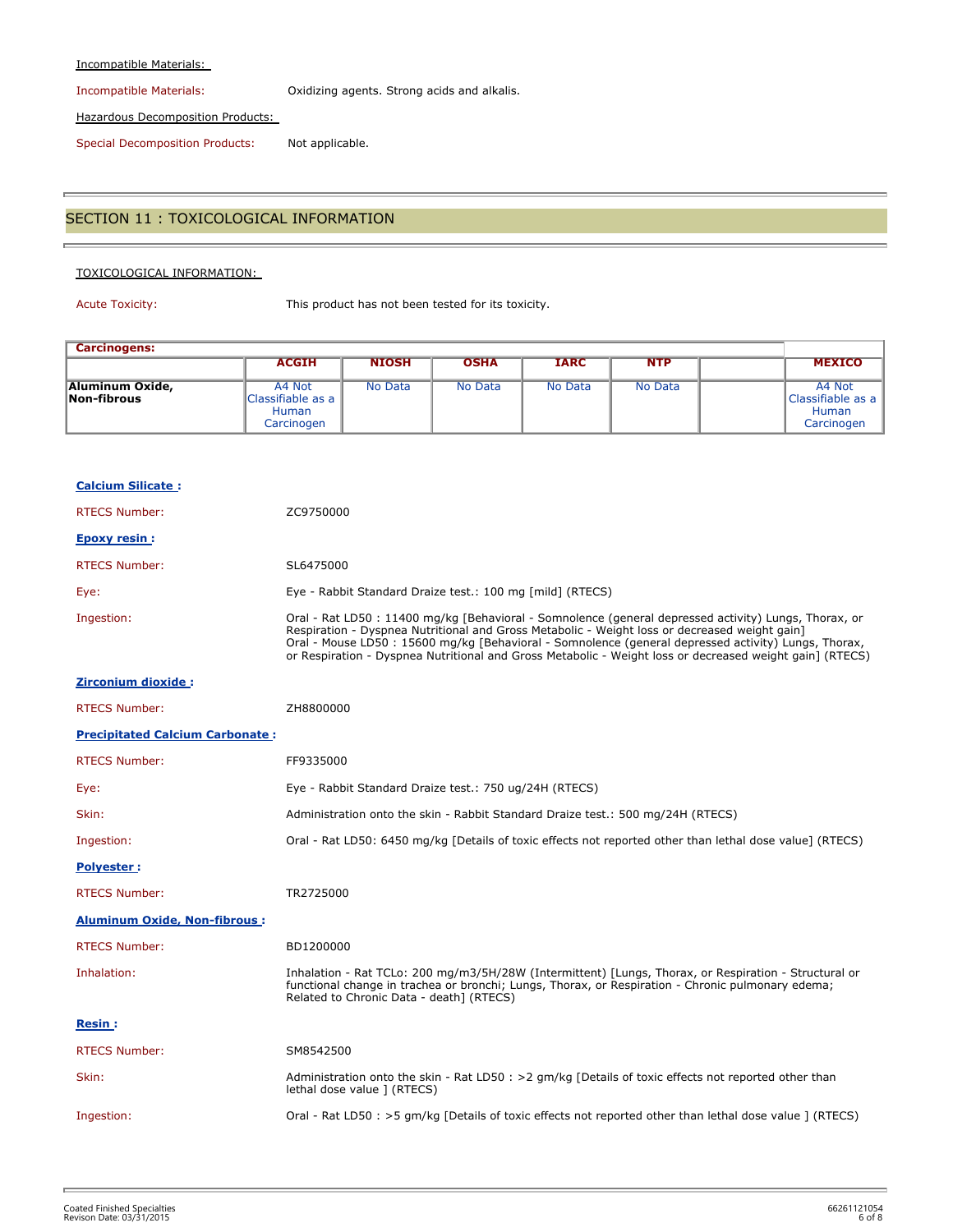Incompatible Materials:

Incompatible Materials: Oxidizing agents. Strong acids and alkalis.

Hazardous Decomposition Products:

Special Decomposition Products: Not applicable.

## SECTION 11 : TOXICOLOGICAL INFORMATION

TOXICOLOGICAL INFORMATION:

Acute Toxicity: This product has not been tested for its toxicity.

| Carcinogens: | | | | | | | |
|---|---|---|---|---|---|---|---|
| | ACGIH | NIOSH | OSHA | IARC | NTP | | MEXICO |
| Aluminum Oxide, Non-fibrous | A4 Not Classifiable as a Human Carcinogen | No Data | No Data | No Data | No Data | | A4 Not Classifiable as a Human Carcinogen |

**Calcium Silicate :**

RTECS Number: ZC9750000

**Epoxy resin :**

RTECS Number: SL6475000

Eye: Eye - Rabbit Standard Draize test.: 100 mg [mild] (RTECS)

Ingestion: Oral - Rat LD50 : 11400 mg/kg [Behavioral - Somnolence (general depressed activity) Lungs, Thorax, or Respiration - Dyspnea Nutritional and Gross Metabolic - Weight loss or decreased weight gain]
Oral - Mouse LD50 : 15600 mg/kg [Behavioral - Somnolence (general depressed activity) Lungs, Thorax, or Respiration - Dyspnea Nutritional and Gross Metabolic - Weight loss or decreased weight gain] (RTECS)

**Zirconium dioxide :**

RTECS Number: ZH8800000

**Precipitated Calcium Carbonate :**

RTECS Number: FF9335000

Eye: Eye - Rabbit Standard Draize test.: 750 ug/24H (RTECS)

Skin: Administration onto the skin - Rabbit Standard Draize test.: 500 mg/24H (RTECS)

Ingestion: Oral - Rat LD50: 6450 mg/kg [Details of toxic effects not reported other than lethal dose value] (RTECS)

**Polyester :**

RTECS Number: TR2725000

**Aluminum Oxide, Non-fibrous :**

RTECS Number: BD1200000

Inhalation: Inhalation - Rat TCLo: 200 mg/m3/5H/28W (Intermittent) [Lungs, Thorax, or Respiration - Structural or functional change in trachea or bronchi; Lungs, Thorax, or Respiration - Chronic pulmonary edema; Related to Chronic Data - death] (RTECS)

**Resin :**

RTECS Number: SM8542500

Skin: Administration onto the skin - Rat LD50 : >2 gm/kg [Details of toxic effects not reported other than lethal dose value ] (RTECS)

Ingestion: Oral - Rat LD50 : >5 gm/kg [Details of toxic effects not reported other than lethal dose value ] (RTECS)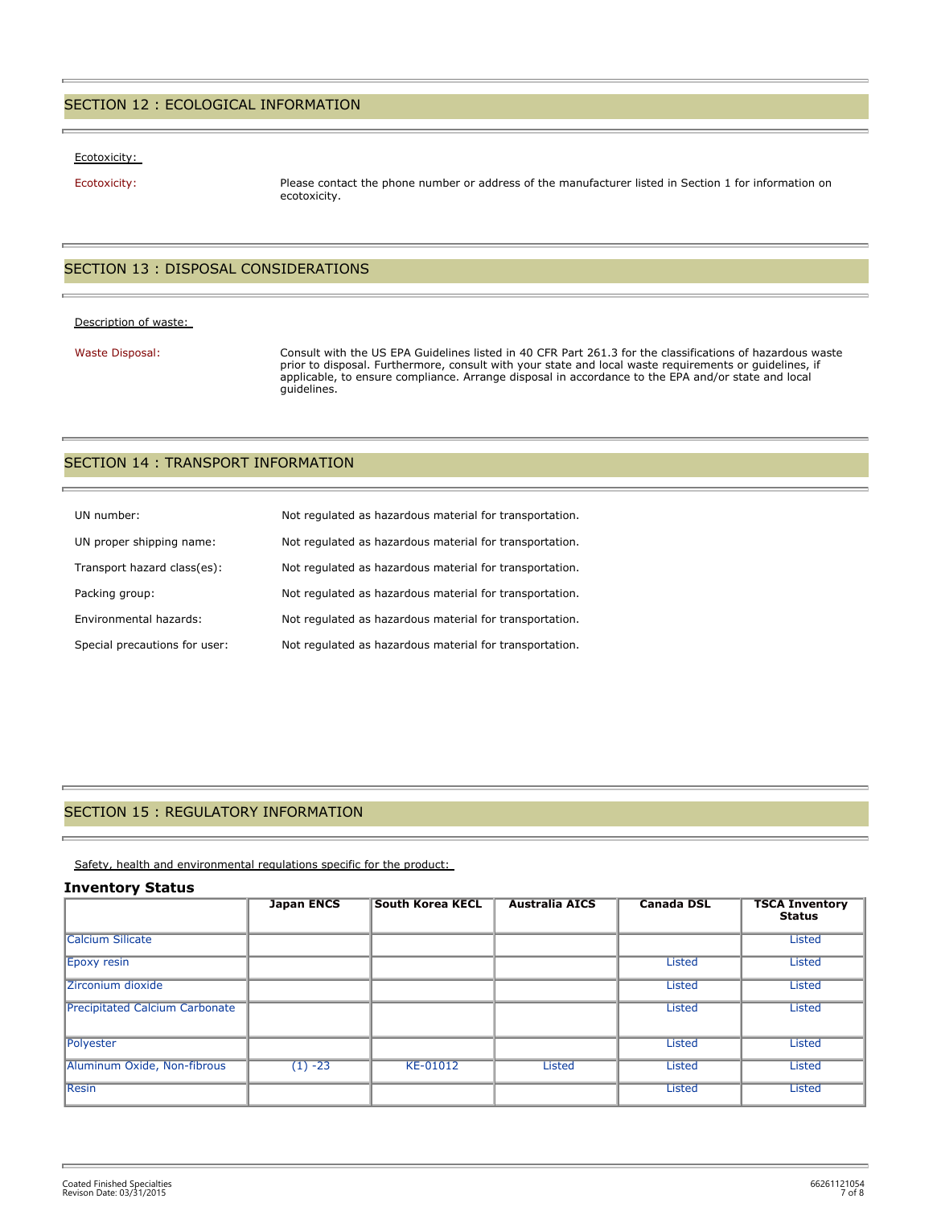## SECTION 12 : ECOLOGICAL INFORMATION

Ecotoxicity:

Ecotoxicity: Please contact the phone number or address of the manufacturer listed in Section 1 for information on ecotoxicity.

## SECTION 13 : DISPOSAL CONSIDERATIONS

Description of waste:

Waste Disposal: Consult with the US EPA Guidelines listed in 40 CFR Part 261.3 for the classifications of hazardous waste prior to disposal. Furthermore, consult with your state and local waste requirements or guidelines, if applicable, to ensure compliance. Arrange disposal in accordance to the EPA and/or state and local guidelines.

## SECTION 14 : TRANSPORT INFORMATION

UN number: Not regulated as hazardous material for transportation.

UN proper shipping name: Not regulated as hazardous material for transportation.

Transport hazard class(es): Not regulated as hazardous material for transportation.

Packing group: Not regulated as hazardous material for transportation.

Environmental hazards: Not regulated as hazardous material for transportation.

Special precautions for user: Not regulated as hazardous material for transportation.

## SECTION 15 : REGULATORY INFORMATION

Safety, health and environmental regulations specific for the product:

### Inventory Status

| | Japan ENCS | South Korea KECL | Australia AICS | Canada DSL | TSCA Inventory Status |
|---|---|---|---|---|---|
| Calcium Silicate | | | | | Listed |
| Epoxy resin | | | | Listed | Listed |
| Zirconium dioxide | | | | Listed | Listed |
| Precipitated Calcium Carbonate | | | | Listed | Listed |
| Polyester | | | | Listed | Listed |
| Aluminum Oxide, Non-fibrous | (1) -23 | KE-01012 | Listed | Listed | Listed |
| Resin | | | | Listed | Listed |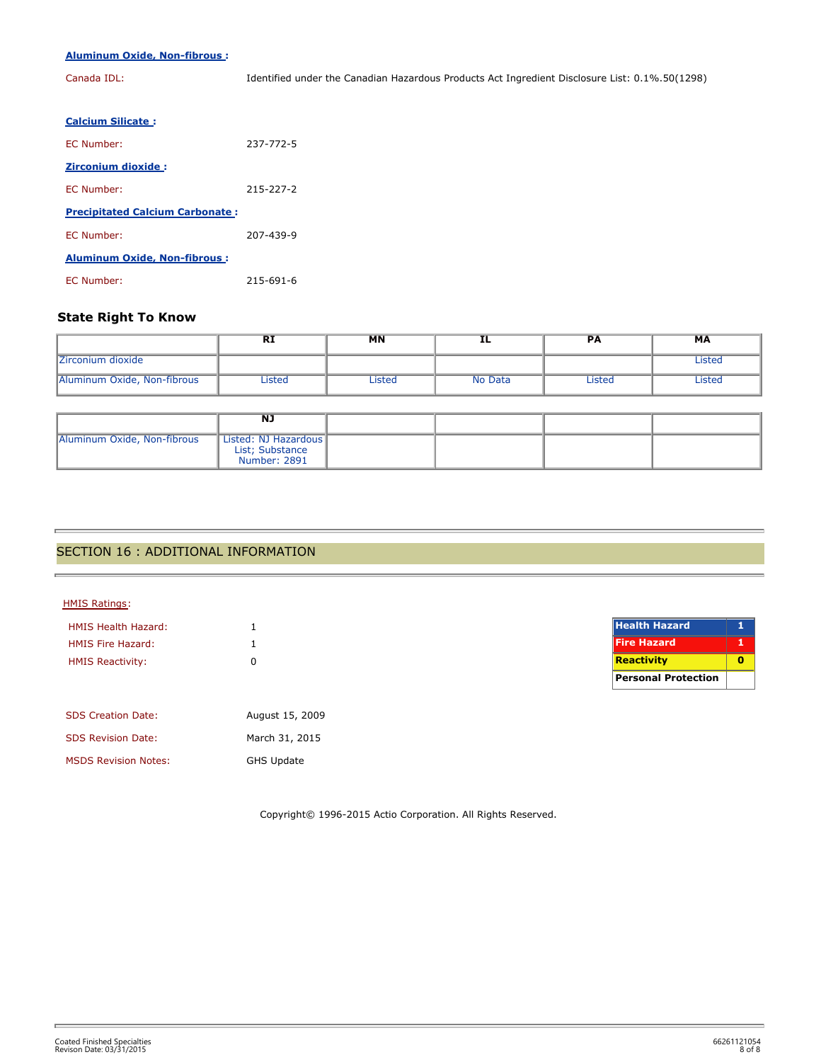**Aluminum Oxide, Non-fibrous :**

| | |
|---|---|
| Canada IDL: | Identified under the Canadian Hazardous Products Act Ingredient Disclosure List: 0.1%.50(1298) |

**Calcium Silicate :**

| | |
|---|---|
| EC Number: | 237-772-5 |

**Zirconium dioxide :**

| | |
|---|---|
| EC Number: | 215-227-2 |

**Precipitated Calcium Carbonate :**

| | |
|---|---|
| EC Number: | 207-439-9 |

**Aluminum Oxide, Non-fibrous :**

| | |
|---|---|
| EC Number: | 215-691-6 |

### State Right To Know

| | RI | MN | IL | PA | MA |
|---|---|---|---|---|---|
| Zirconium dioxide | | | | | Listed |
| Aluminum Oxide, Non-fibrous | Listed | Listed | No Data | Listed | Listed |

| | NJ | | | | |
|---|---|---|---|---|---|
| Aluminum Oxide, Non-fibrous | Listed: NJ Hazardous List; Substance Number: 2891 | | | | |

## SECTION 16 : ADDITIONAL INFORMATION

HMIS Ratings:

| | |
|---|---|
| HMIS Health Hazard: | 1 |
| HMIS Fire Hazard: | 1 |
| HMIS Reactivity: | 0 |

| | |
|---|---|
| Health Hazard | 1 |
| Fire Hazard | 1 |
| Reactivity | 0 |
| Personal Protection | |

| | |
|---|---|
| SDS Creation Date: | August 15, 2009 |
| SDS Revision Date: | March 31, 2015 |
| MSDS Revision Notes: | GHS Update |

Copyright© 1996-2015 Actio Corporation. All Rights Reserved.